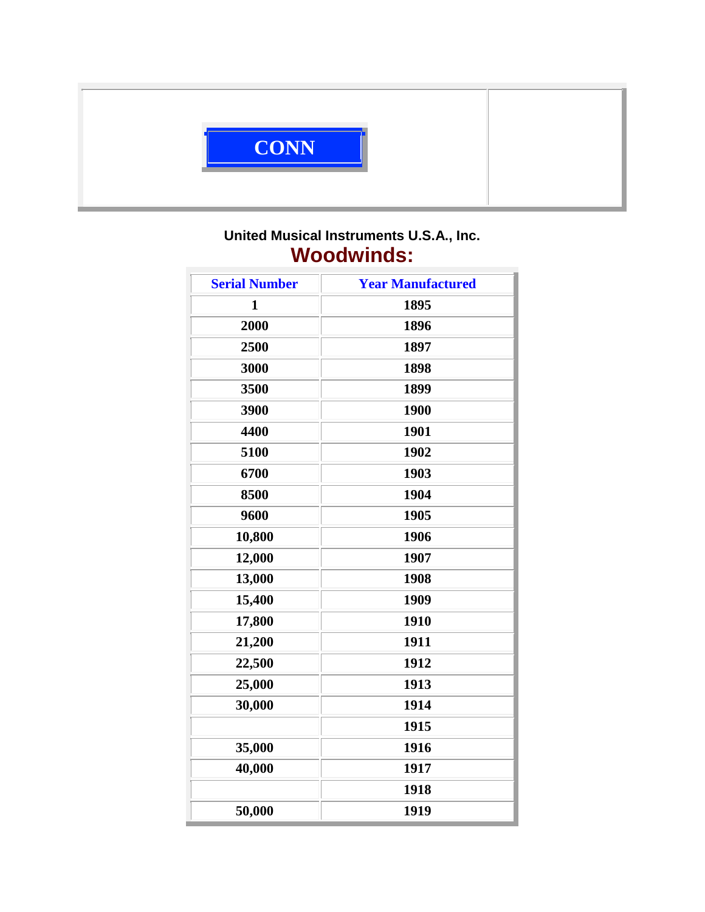**CONNN**

United Musical Instruments U.S.A., Inc.

## Woodwinds:

| Serial Number | Year Manufactured |
|---|---|
| 1 | 1895 |
| 2000 | 1896 |
| 2500 | 1897 |
| 3000 | 1898 |
| 3500 | 1899 |
| 3900 | 1900 |
| 4400 | 1901 |
| 5100 | 1902 |
| 6700 | 1903 |
| 8500 | 1904 |
| 9600 | 1905 |
| 10,800 | 1906 |
| 12,000 | 1907 |
| 13,000 | 1908 |
| 15,400 | 1909 |
| 17,800 | 1910 |
| 21,200 | 1911 |
| 22,500 | 1912 |
| 25,000 | 1913 |
| 30,000 | 1914 |
| | 1915 |
| 35,000 | 1916 |
| 40,000 | 1917 |
| | 1918 |
| 50,000 | 1919 |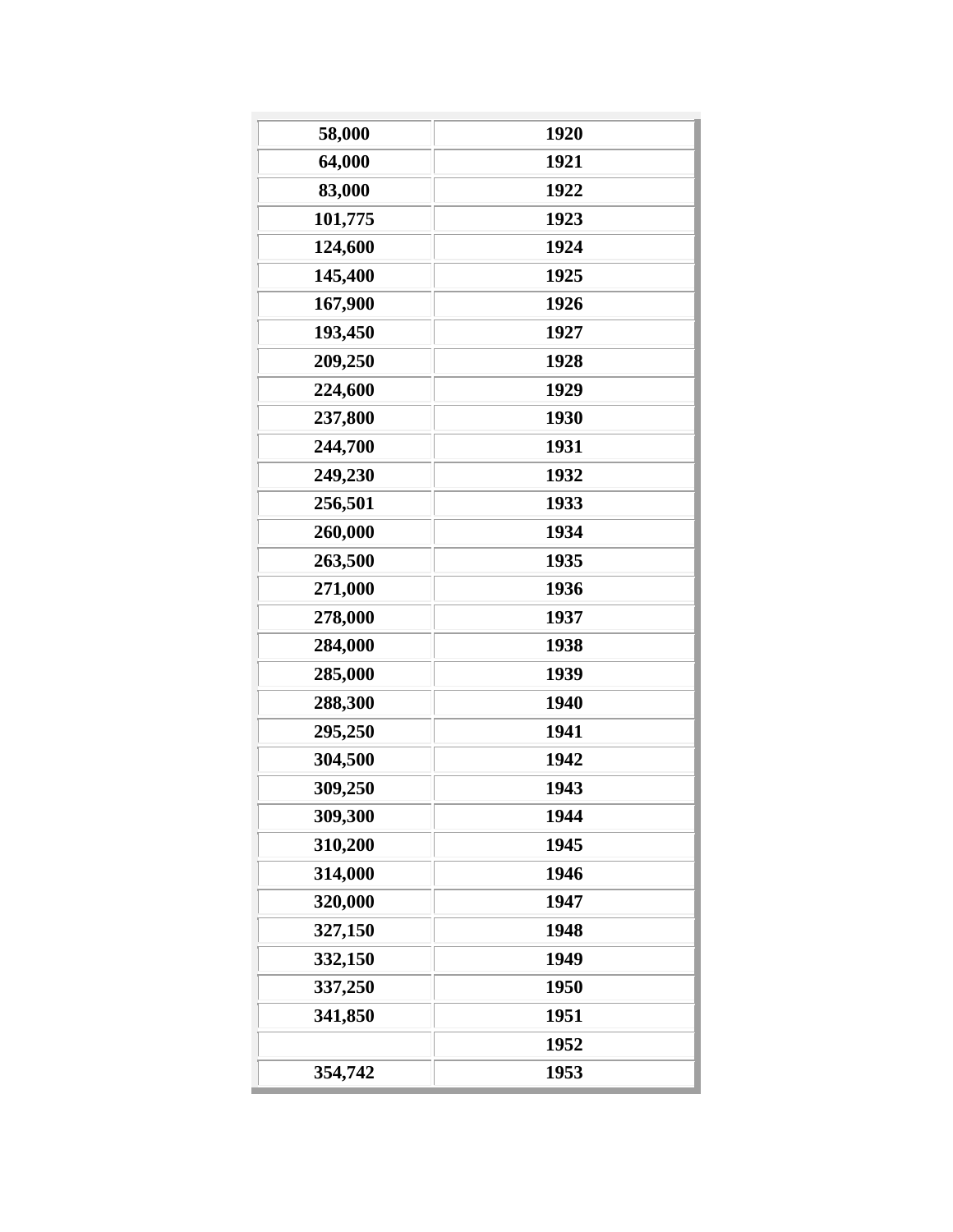| | |
|---|---|
| 58,000 | 1920 |
| 64,000 | 1921 |
| 83,000 | 1922 |
| 101,775 | 1923 |
| 124,600 | 1924 |
| 145,400 | 1925 |
| 167,900 | 1926 |
| 193,450 | 1927 |
| 209,250 | 1928 |
| 224,600 | 1929 |
| 237,800 | 1930 |
| 244,700 | 1931 |
| 249,230 | 1932 |
| 256,501 | 1933 |
| 260,000 | 1934 |
| 263,500 | 1935 |
| 271,000 | 1936 |
| 278,000 | 1937 |
| 284,000 | 1938 |
| 285,000 | 1939 |
| 288,300 | 1940 |
| 295,250 | 1941 |
| 304,500 | 1942 |
| 309,250 | 1943 |
| 309,300 | 1944 |
| 310,200 | 1945 |
| 314,000 | 1946 |
| 320,000 | 1947 |
| 327,150 | 1948 |
| 332,150 | 1949 |
| 337,250 | 1950 |
| 341,850 | 1951 |
| | 1952 |
| 354,742 | 1953 |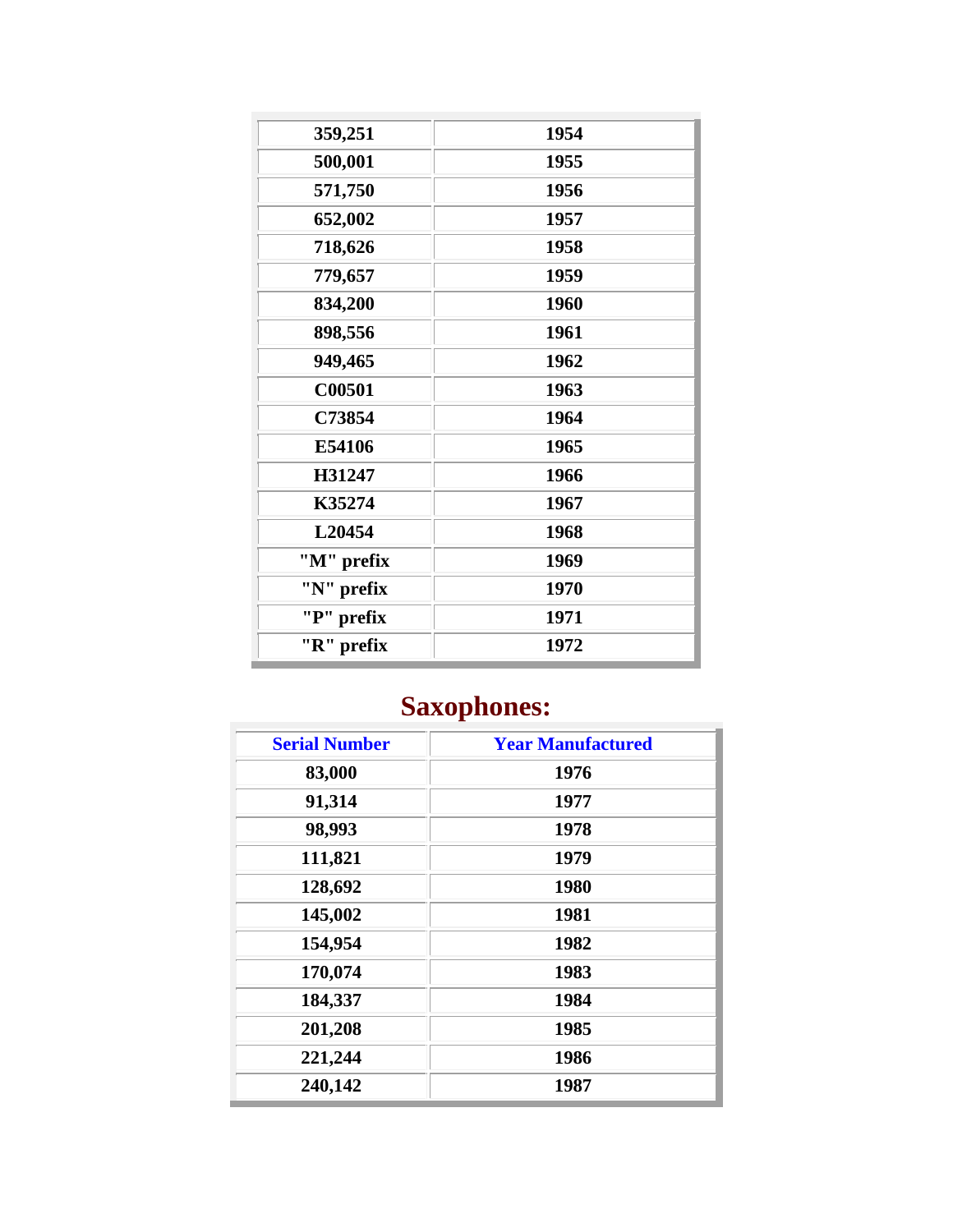| | |
|---|---|
| 359,251 | 1954 |
| 500,001 | 1955 |
| 571,750 | 1956 |
| 652,002 | 1957 |
| 718,626 | 1958 |
| 779,657 | 1959 |
| 834,200 | 1960 |
| 898,556 | 1961 |
| 949,465 | 1962 |
| C00501 | 1963 |
| C73854 | 1964 |
| E54106 | 1965 |
| H31247 | 1966 |
| K35274 | 1967 |
| L20454 | 1968 |
| "M" prefix | 1969 |
| "N" prefix | 1970 |
| "P" prefix | 1971 |
| "R" prefix | 1972 |

## Saxophones:

| Serial Number | Year Manufactured |
|---|---|
| 83,000 | 1976 |
| 91,314 | 1977 |
| 98,993 | 1978 |
| 111,821 | 1979 |
| 128,692 | 1980 |
| 145,002 | 1981 |
| 154,954 | 1982 |
| 170,074 | 1983 |
| 184,337 | 1984 |
| 201,208 | 1985 |
| 221,244 | 1986 |
| 240,142 | 1987 |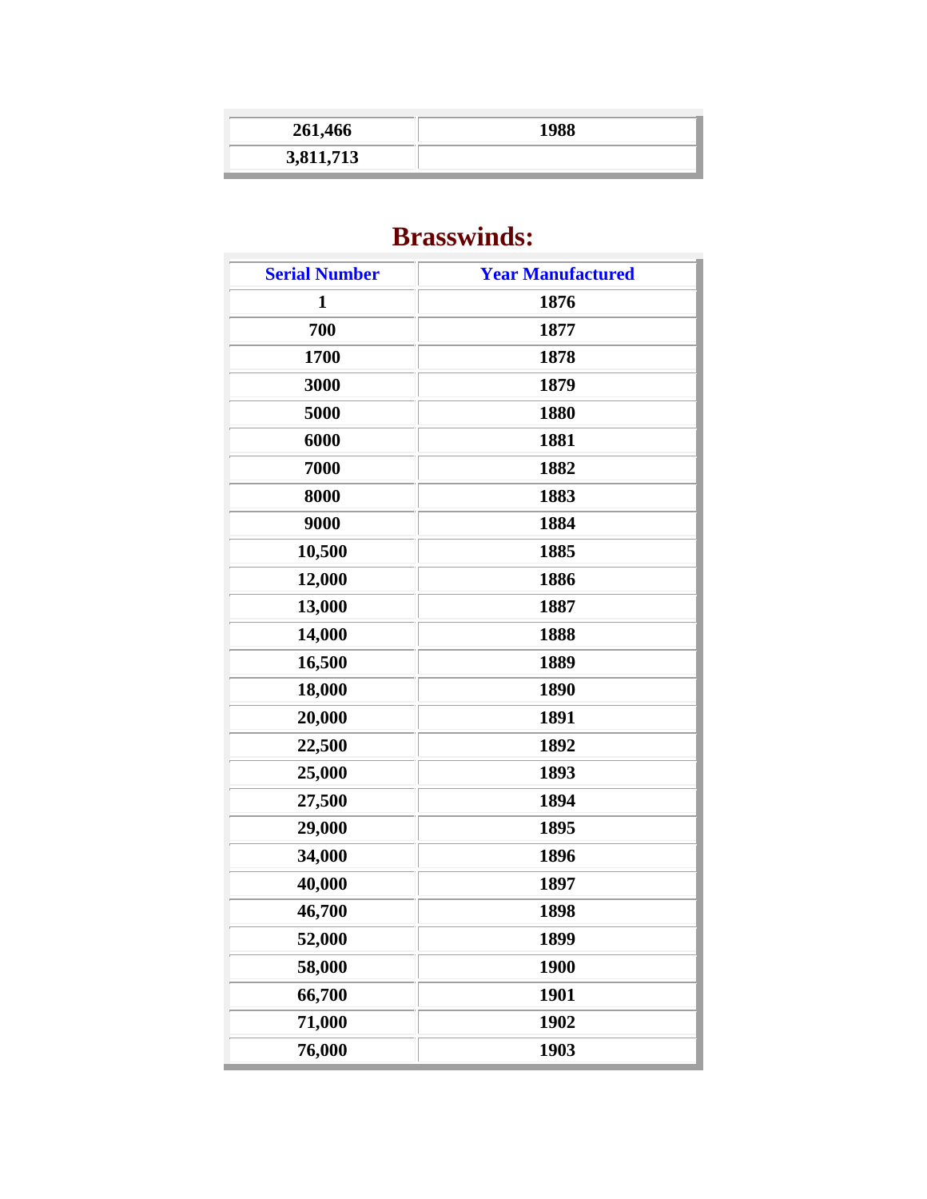| | |
|---|---|
| 261,466 | 1988 |
| 3,811,713 | |

## Brasswinds:

| Serial Number | Year Manufactured |
|---|---|
| 1 | 1876 |
| 700 | 1877 |
| 1700 | 1878 |
| 3000 | 1879 |
| 5000 | 1880 |
| 6000 | 1881 |
| 7000 | 1882 |
| 8000 | 1883 |
| 9000 | 1884 |
| 10,500 | 1885 |
| 12,000 | 1886 |
| 13,000 | 1887 |
| 14,000 | 1888 |
| 16,500 | 1889 |
| 18,000 | 1890 |
| 20,000 | 1891 |
| 22,500 | 1892 |
| 25,000 | 1893 |
| 27,500 | 1894 |
| 29,000 | 1895 |
| 34,000 | 1896 |
| 40,000 | 1897 |
| 46,700 | 1898 |
| 52,000 | 1899 |
| 58,000 | 1900 |
| 66,700 | 1901 |
| 71,000 | 1902 |
| 76,000 | 1903 |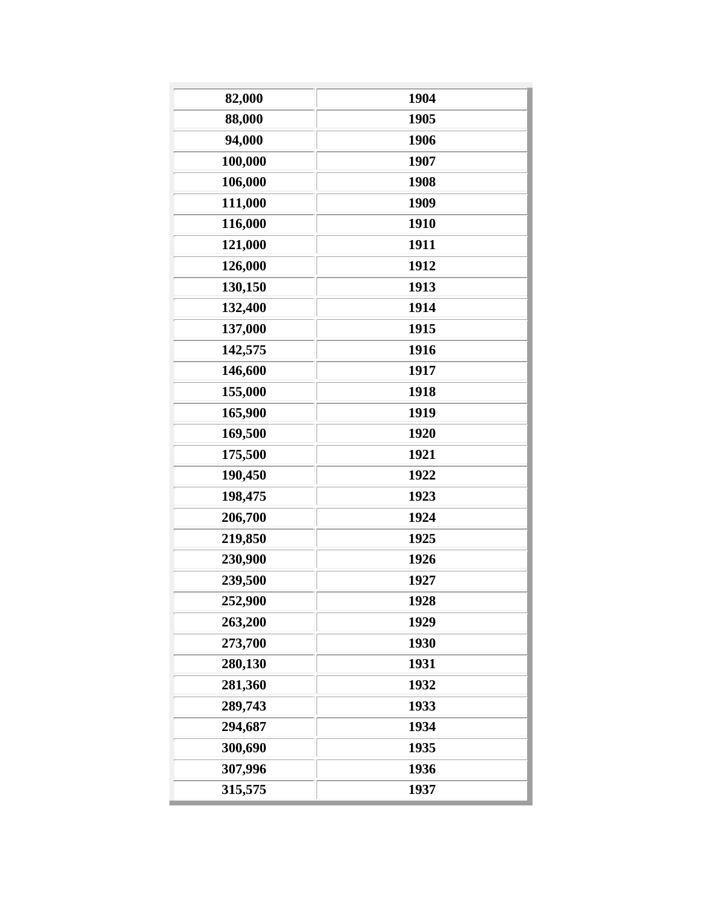| | |
|---|---|
| 82,000 | 1904 |
| 88,000 | 1905 |
| 94,000 | 1906 |
| 100,000 | 1907 |
| 106,000 | 1908 |
| 111,000 | 1909 |
| 116,000 | 1910 |
| 121,000 | 1911 |
| 126,000 | 1912 |
| 130,150 | 1913 |
| 132,400 | 1914 |
| 137,000 | 1915 |
| 142,575 | 1916 |
| 146,600 | 1917 |
| 155,000 | 1918 |
| 165,900 | 1919 |
| 169,500 | 1920 |
| 175,500 | 1921 |
| 190,450 | 1922 |
| 198,475 | 1923 |
| 206,700 | 1924 |
| 219,850 | 1925 |
| 230,900 | 1926 |
| 239,500 | 1927 |
| 252,900 | 1928 |
| 263,200 | 1929 |
| 273,700 | 1930 |
| 280,130 | 1931 |
| 281,360 | 1932 |
| 289,743 | 1933 |
| 294,687 | 1934 |
| 300,690 | 1935 |
| 307,996 | 1936 |
| 315,575 | 1937 |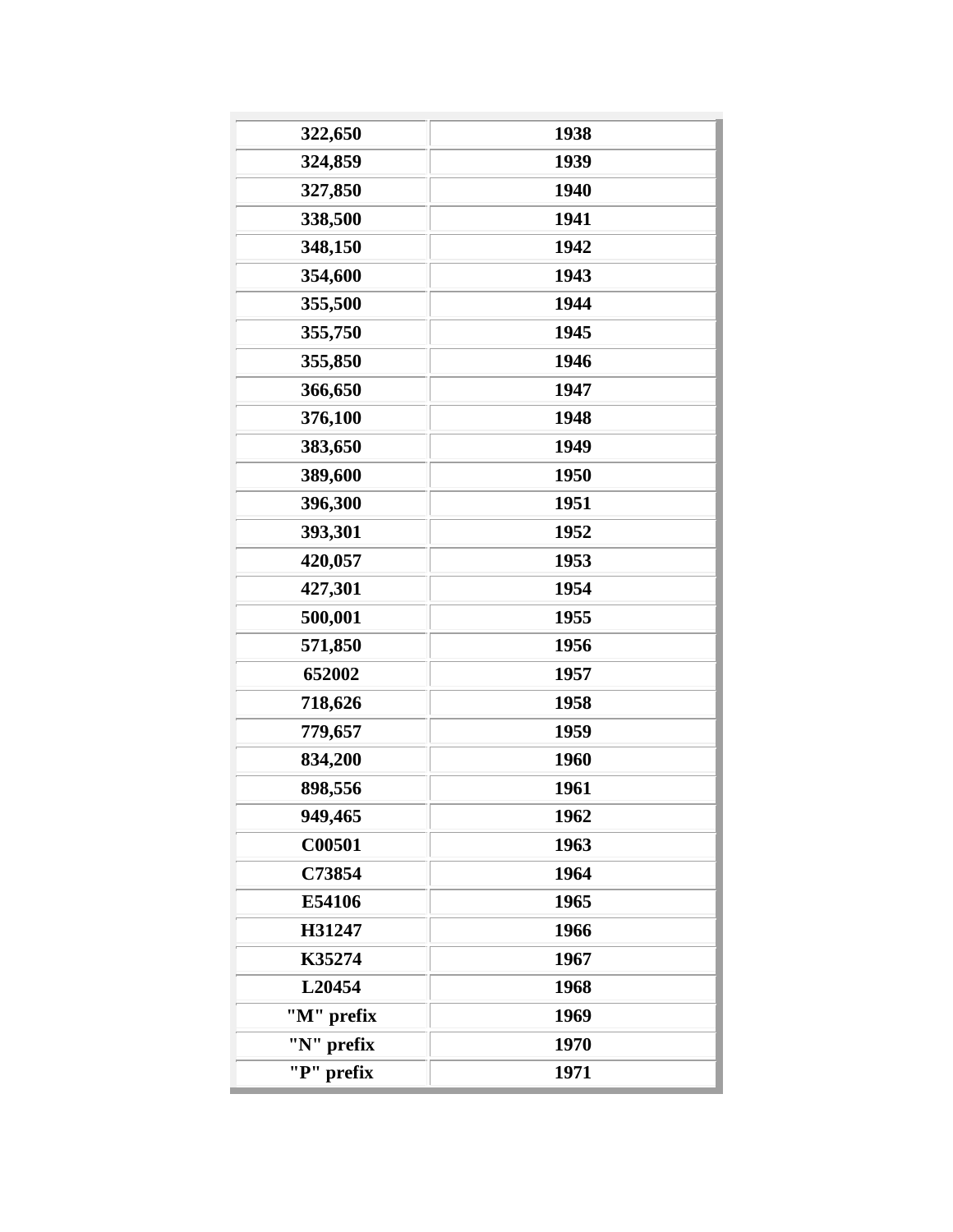| | |
|---|---|
| 322,650 | 1938 |
| 324,859 | 1939 |
| 327,850 | 1940 |
| 338,500 | 1941 |
| 348,150 | 1942 |
| 354,600 | 1943 |
| 355,500 | 1944 |
| 355,750 | 1945 |
| 355,850 | 1946 |
| 366,650 | 1947 |
| 376,100 | 1948 |
| 383,650 | 1949 |
| 389,600 | 1950 |
| 396,300 | 1951 |
| 393,301 | 1952 |
| 420,057 | 1953 |
| 427,301 | 1954 |
| 500,001 | 1955 |
| 571,850 | 1956 |
| 652002 | 1957 |
| 718,626 | 1958 |
| 779,657 | 1959 |
| 834,200 | 1960 |
| 898,556 | 1961 |
| 949,465 | 1962 |
| C00501 | 1963 |
| C73854 | 1964 |
| E54106 | 1965 |
| H31247 | 1966 |
| K35274 | 1967 |
| L20454 | 1968 |
| "M" prefix | 1969 |
| "N" prefix | 1970 |
| "P" prefix | 1971 |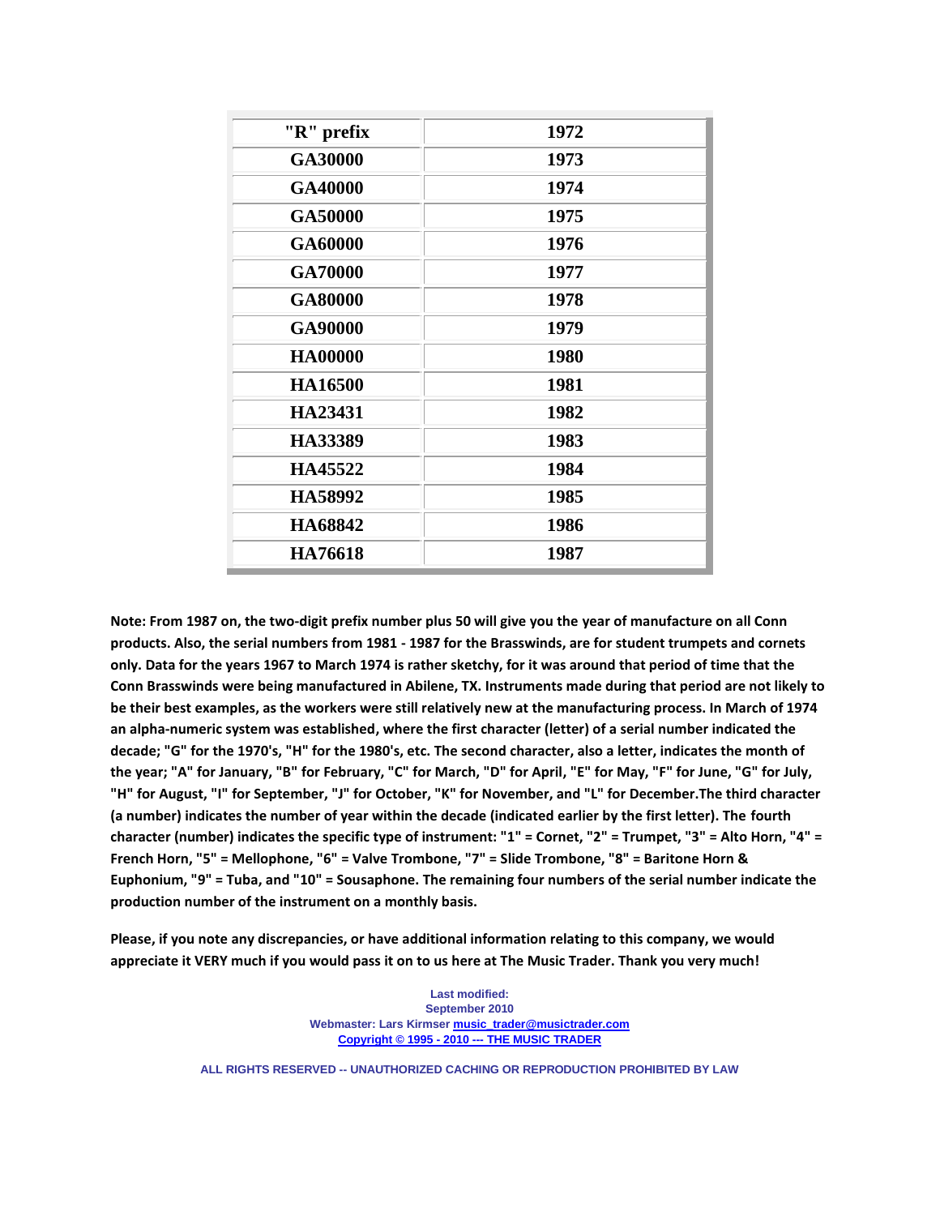| | |
|---|---|
| "R" prefix | 1972 |
| GA30000 | 1973 |
| GA40000 | 1974 |
| GA50000 | 1975 |
| GA60000 | 1976 |
| GA70000 | 1977 |
| GA80000 | 1978 |
| GA90000 | 1979 |
| HA00000 | 1980 |
| HA16500 | 1981 |
| HA23431 | 1982 |
| HA33389 | 1983 |
| HA45522 | 1984 |
| HA58992 | 1985 |
| HA68842 | 1986 |
| HA76618 | 1987 |

**Note: From 1987 on, the two-digit prefix number plus 50 will give you the year of manufacture on all Conn products. Also, the serial numbers from 1981 - 1987 for the Brasswinds, are for student trumpets and cornets only. Data for the years 1967 to March 1974 is rather sketchy, for it was around that period of time that the Conn Brasswinds were being manufactured in Abilene, TX. Instruments made during that period are not likely to be their best examples, as the workers were still relatively new at the manufacturing process. In March of 1974 an alpha-numeric system was established, where the first character (letter) of a serial number indicated the decade; "G" for the 1970's, "H" for the 1980's, etc. The second character, also a letter, indicates the month of the year; "A" for January, "B" for February, "C" for March, "D" for April, "E" for May, "F" for June, "G" for July, "H" for August, "I" for September, "J" for October, "K" for November, and "L" for December.The third character (a number) indicates the number of year within the decade (indicated earlier by the first letter). The fourth character (number) indicates the specific type of instrument: "1" = Cornet, "2" = Trumpet, "3" = Alto Horn, "4" = French Horn, "5" = Mellophone, "6" = Valve Trombone, "7" = Slide Trombone, "8" = Baritone Horn & Euphonium, "9" = Tuba, and "10" = Sousaphone. The remaining four numbers of the serial number indicate the production number of the instrument on a monthly basis.**

**Please, if you note any discrepancies, or have additional information relating to this company, we would appreciate it VERY much if you would pass it on to us here at The Music Trader. Thank you very much!**

**Last modified:**
**September 2010**
**Webmaster: Lars Kirmser music_trader@musictrader.com**
**Copyright © 1995 - 2010 --- THE MUSIC TRADER**

**ALL RIGHTS RESERVED -- UNAUTHORIZED CACHING OR REPRODUCTION PROHIBITED BY LAW**